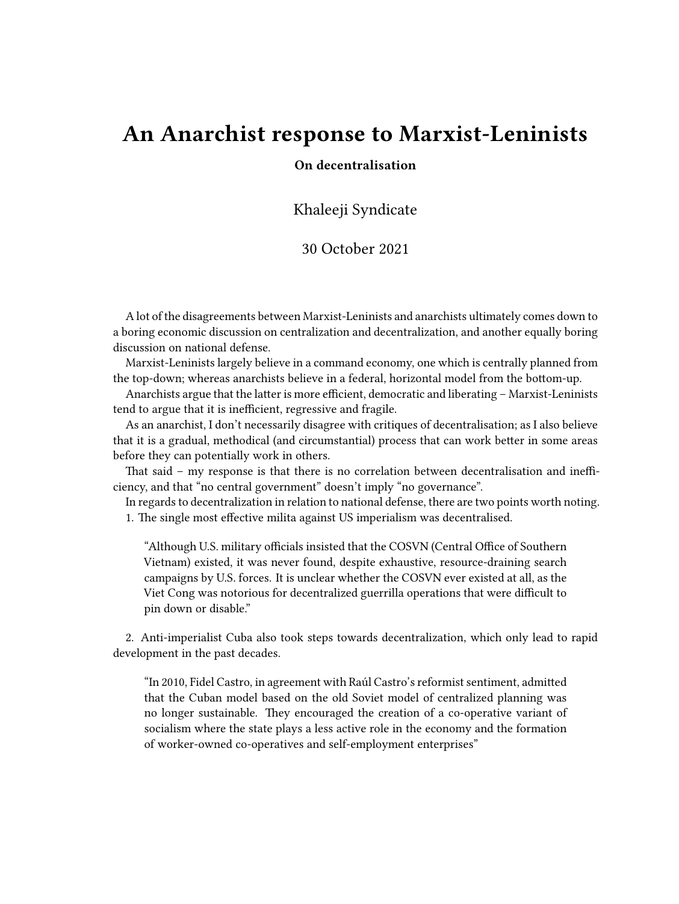# An Anarchist response to Marxist-Leninists

**On decentralisation**

Khaleeji Syndicate

30 October 2021

A lot of the disagreements between Marxist-Leninists and anarchists ultimately comes down to a boring economic discussion on centralization and decentralization, and another equally boring discussion on national defense.

Marxist-Leninists largely believe in a command economy, one which is centrally planned from the top-down; whereas anarchists believe in a federal, horizontal model from the bottom-up.

Anarchists argue that the latter is more efficient, democratic and liberating – Marxist-Leninists tend to argue that it is inefficient, regressive and fragile.

As an anarchist, I don't necessarily disagree with critiques of decentralisation; as I also believe that it is a gradual, methodical (and circumstantial) process that can work better in some areas before they can potentially work in others.

That said – my response is that there is no correlation between decentralisation and inefficiency, and that "no central government" doesn't imply "no governance".

In regards to decentralization in relation to national defense, there are two points worth noting.

1. The single most effective milita against US imperialism was decentralised.

> "Although U.S. military officials insisted that the COSVN (Central Office of Southern Vietnam) existed, it was never found, despite exhaustive, resource-draining search campaigns by U.S. forces. It is unclear whether the COSVN ever existed at all, as the Viet Cong was notorious for decentralized guerrilla operations that were difficult to pin down or disable."

2. Anti-imperialist Cuba also took steps towards decentralization, which only lead to rapid development in the past decades.

> "In 2010, Fidel Castro, in agreement with Raúl Castro's reformist sentiment, admitted that the Cuban model based on the old Soviet model of centralized planning was no longer sustainable. They encouraged the creation of a co-operative variant of socialism where the state plays a less active role in the economy and the formation of worker-owned co-operatives and self-employment enterprises"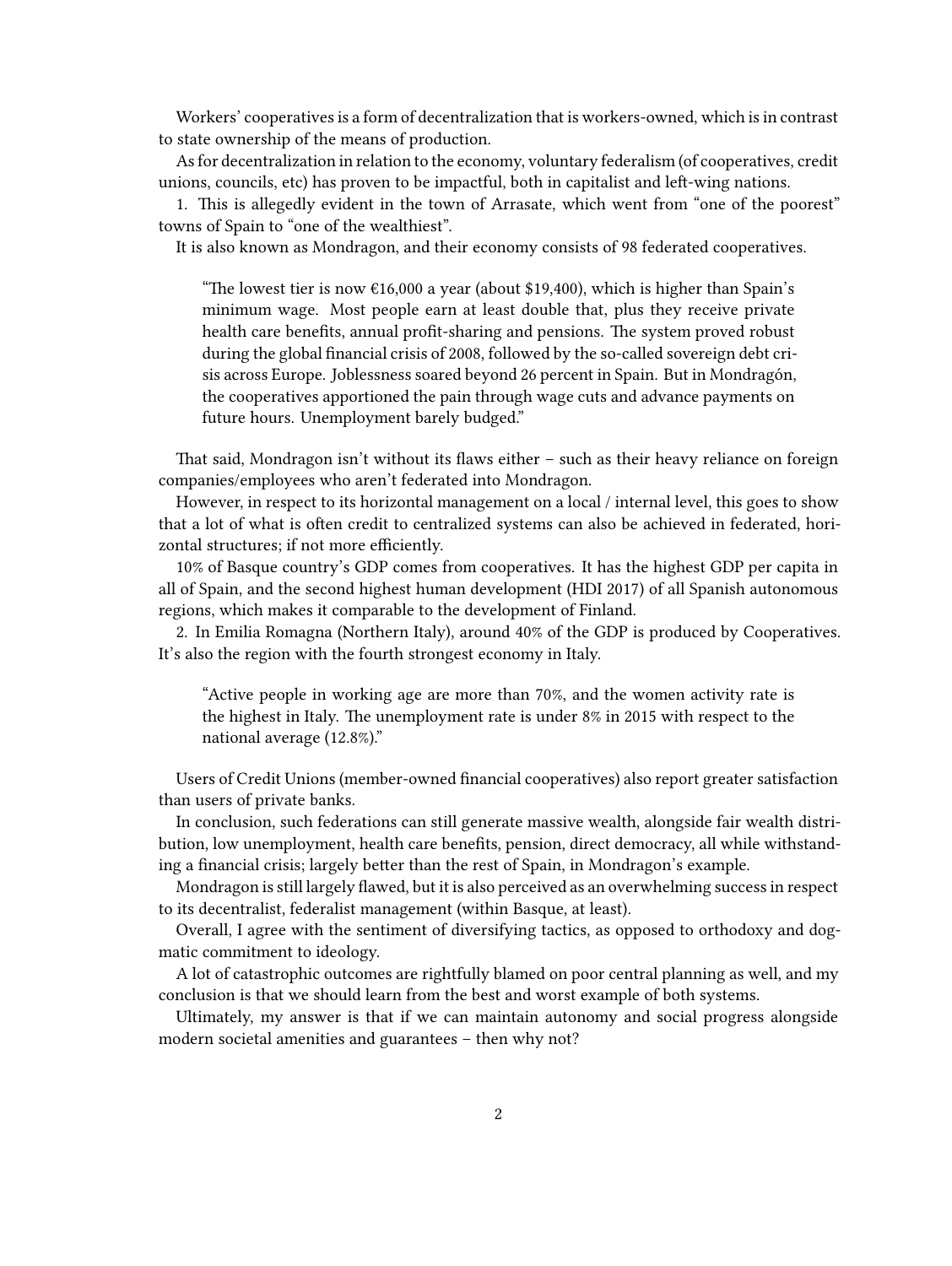Workers' cooperatives is a form of decentralization that is workers-owned, which is in contrast to state ownership of the means of production.

As for decentralization in relation to the economy, voluntary federalism (of cooperatives, credit unions, councils, etc) has proven to be impactful, both in capitalist and left-wing nations.

1. This is allegedly evident in the town of Arrasate, which went from "one of the poorest" towns of Spain to "one of the wealthiest".

It is also known as Mondragon, and their economy consists of 98 federated cooperatives.

> "The lowest tier is now €16,000 a year (about $19,400), which is higher than Spain's minimum wage. Most people earn at least double that, plus they receive private health care benefits, annual profit-sharing and pensions. The system proved robust during the global financial crisis of 2008, followed by the so-called sovereign debt crisis across Europe. Joblessness soared beyond 26 percent in Spain. But in Mondragón, the cooperatives apportioned the pain through wage cuts and advance payments on future hours. Unemployment barely budged."

That said, Mondragon isn't without its flaws either – such as their heavy reliance on foreign companies/employees who aren't federated into Mondragon.

However, in respect to its horizontal management on a local / internal level, this goes to show that a lot of what is often credit to centralized systems can also be achieved in federated, horizontal structures; if not more efficiently.

10% of Basque country's GDP comes from cooperatives. It has the highest GDP per capita in all of Spain, and the second highest human development (HDI 2017) of all Spanish autonomous regions, which makes it comparable to the development of Finland.

2. In Emilia Romagna (Northern Italy), around 40% of the GDP is produced by Cooperatives. It's also the region with the fourth strongest economy in Italy.

> "Active people in working age are more than 70%, and the women activity rate is the highest in Italy. The unemployment rate is under 8% in 2015 with respect to the national average (12.8%)."

Users of Credit Unions (member-owned financial cooperatives) also report greater satisfaction than users of private banks.

In conclusion, such federations can still generate massive wealth, alongside fair wealth distribution, low unemployment, health care benefits, pension, direct democracy, all while withstanding a financial crisis; largely better than the rest of Spain, in Mondragon's example.

Mondragon is still largely flawed, but it is also perceived as an overwhelming success in respect to its decentralist, federalist management (within Basque, at least).

Overall, I agree with the sentiment of diversifying tactics, as opposed to orthodoxy and dogmatic commitment to ideology.

A lot of catastrophic outcomes are rightfully blamed on poor central planning as well, and my conclusion is that we should learn from the best and worst example of both systems.

Ultimately, my answer is that if we can maintain autonomy and social progress alongside modern societal amenities and guarantees – then why not?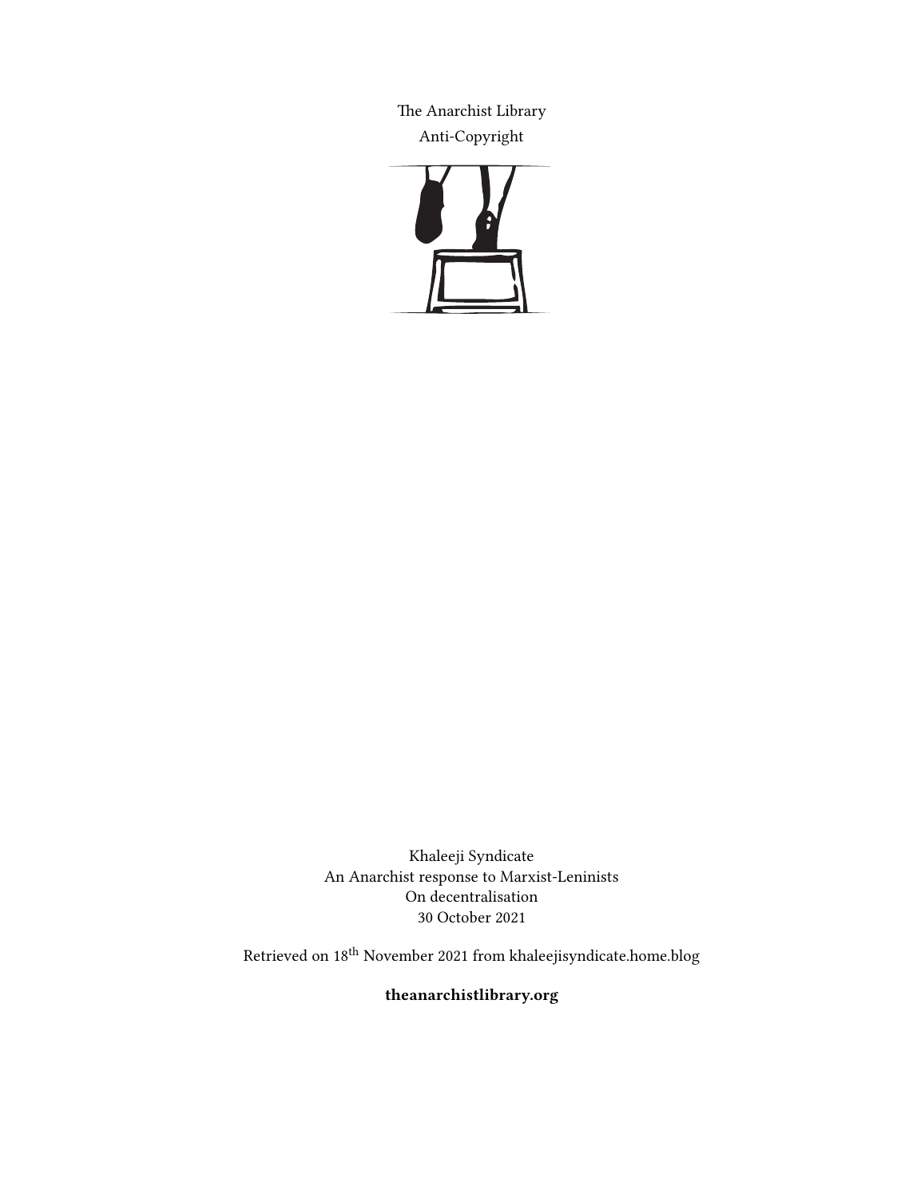The Anarchist Library
Anti-Copyright

Khaleeji Syndicate
An Anarchist response to Marxist-Leninists
On decentralisation
30 October 2021

Retrieved on 18th November 2021 from khaleejisyndicate.home.blog

**theanarchistlibrary.org**